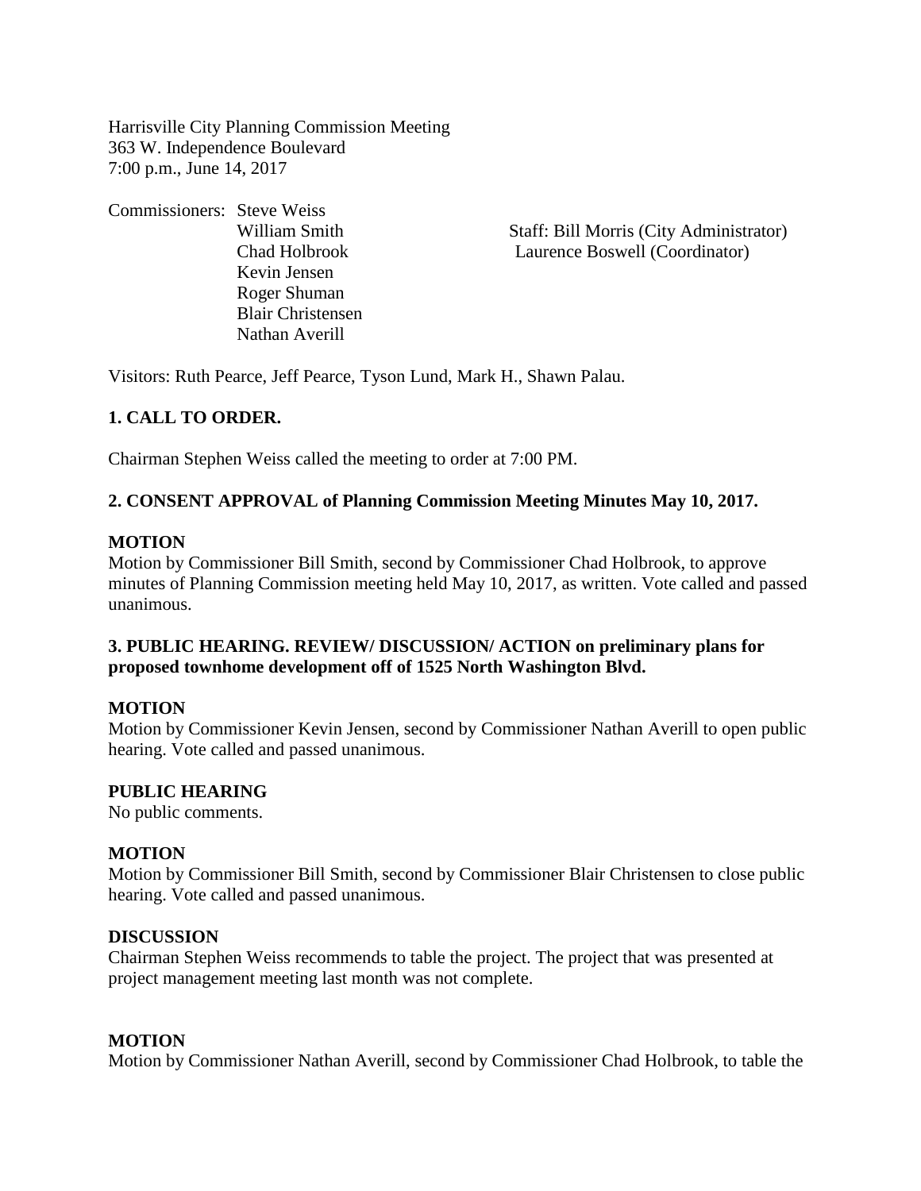Harrisville City Planning Commission Meeting
363 W. Independence Boulevard
7:00 p.m., June 14, 2017

Commissioners: Steve Weiss
William Smith
Chad Holbrook
Kevin Jensen
Roger Shuman
Blair Christensen
Nathan Averill

Staff: Bill Morris (City Administrator)
Laurence Boswell (Coordinator)

Visitors: Ruth Pearce, Jeff Pearce, Tyson Lund, Mark H., Shawn Palau.

**1. CALL TO ORDER.**

Chairman Stephen Weiss called the meeting to order at 7:00 PM.

**2. CONSENT APPROVAL of Planning Commission Meeting Minutes May 10, 2017.**

**MOTION**
Motion by Commissioner Bill Smith, second by Commissioner Chad Holbrook, to approve minutes of Planning Commission meeting held May 10, 2017, as written. Vote called and passed unanimous.

**3. PUBLIC HEARING. REVIEW/ DISCUSSION/ ACTION on preliminary plans for proposed townhome development off of 1525 North Washington Blvd.**

**MOTION**
Motion by Commissioner Kevin Jensen, second by Commissioner Nathan Averill to open public hearing. Vote called and passed unanimous.

**PUBLIC HEARING**
No public comments.

**MOTION**
Motion by Commissioner Bill Smith, second by Commissioner Blair Christensen to close public hearing. Vote called and passed unanimous.

**DISCUSSION**
Chairman Stephen Weiss recommends to table the project. The project that was presented at project management meeting last month was not complete.

**MOTION**
Motion by Commissioner Nathan Averill, second by Commissioner Chad Holbrook, to table the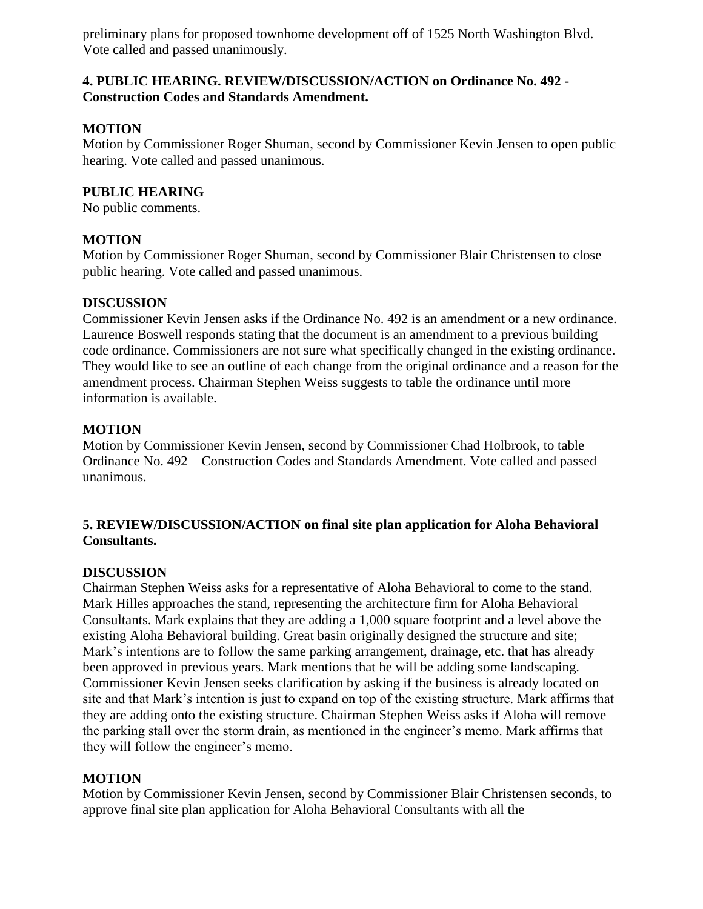preliminary plans for proposed townhome development off of 1525 North Washington Blvd. Vote called and passed unanimously.

**4. PUBLIC HEARING. REVIEW/DISCUSSION/ACTION on Ordinance No. 492 - Construction Codes and Standards Amendment.**

**MOTION**

Motion by Commissioner Roger Shuman, second by Commissioner Kevin Jensen to open public hearing. Vote called and passed unanimous.

**PUBLIC HEARING**

No public comments.

**MOTION**

Motion by Commissioner Roger Shuman, second by Commissioner Blair Christensen to close public hearing. Vote called and passed unanimous.

**DISCUSSION**

Commissioner Kevin Jensen asks if the Ordinance No. 492 is an amendment or a new ordinance. Laurence Boswell responds stating that the document is an amendment to a previous building code ordinance. Commissioners are not sure what specifically changed in the existing ordinance. They would like to see an outline of each change from the original ordinance and a reason for the amendment process. Chairman Stephen Weiss suggests to table the ordinance until more information is available.

**MOTION**

Motion by Commissioner Kevin Jensen, second by Commissioner Chad Holbrook, to table Ordinance No. 492 – Construction Codes and Standards Amendment. Vote called and passed unanimous.

**5. REVIEW/DISCUSSION/ACTION on final site plan application for Aloha Behavioral Consultants.**

**DISCUSSION**

Chairman Stephen Weiss asks for a representative of Aloha Behavioral to come to the stand. Mark Hilles approaches the stand, representing the architecture firm for Aloha Behavioral Consultants. Mark explains that they are adding a 1,000 square footprint and a level above the existing Aloha Behavioral building. Great basin originally designed the structure and site; Mark's intentions are to follow the same parking arrangement, drainage, etc. that has already been approved in previous years. Mark mentions that he will be adding some landscaping. Commissioner Kevin Jensen seeks clarification by asking if the business is already located on site and that Mark's intention is just to expand on top of the existing structure. Mark affirms that they are adding onto the existing structure. Chairman Stephen Weiss asks if Aloha will remove the parking stall over the storm drain, as mentioned in the engineer's memo. Mark affirms that they will follow the engineer's memo.

**MOTION**

Motion by Commissioner Kevin Jensen, second by Commissioner Blair Christensen seconds, to approve final site plan application for Aloha Behavioral Consultants with all the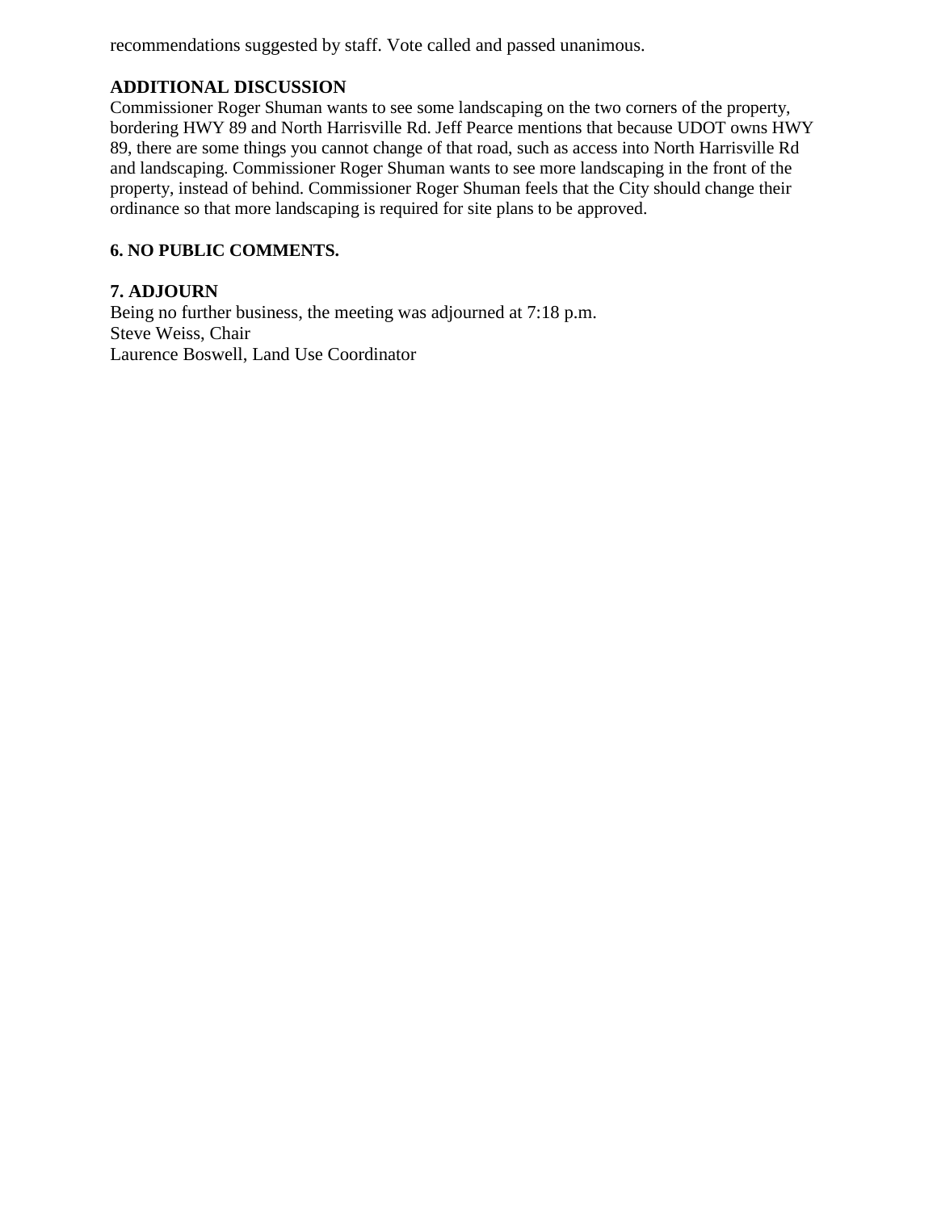recommendations suggested by staff. Vote called and passed unanimous.

**ADDITIONAL DISCUSSION**

Commissioner Roger Shuman wants to see some landscaping on the two corners of the property, bordering HWY 89 and North Harrisville Rd. Jeff Pearce mentions that because UDOT owns HWY 89, there are some things you cannot change of that road, such as access into North Harrisville Rd and landscaping. Commissioner Roger Shuman wants to see more landscaping in the front of the property, instead of behind. Commissioner Roger Shuman feels that the City should change their ordinance so that more landscaping is required for site plans to be approved.

**6. NO PUBLIC COMMENTS.**

**7. ADJOURN**

Being no further business, the meeting was adjourned at 7:18 p.m.
Steve Weiss, Chair
Laurence Boswell, Land Use Coordinator